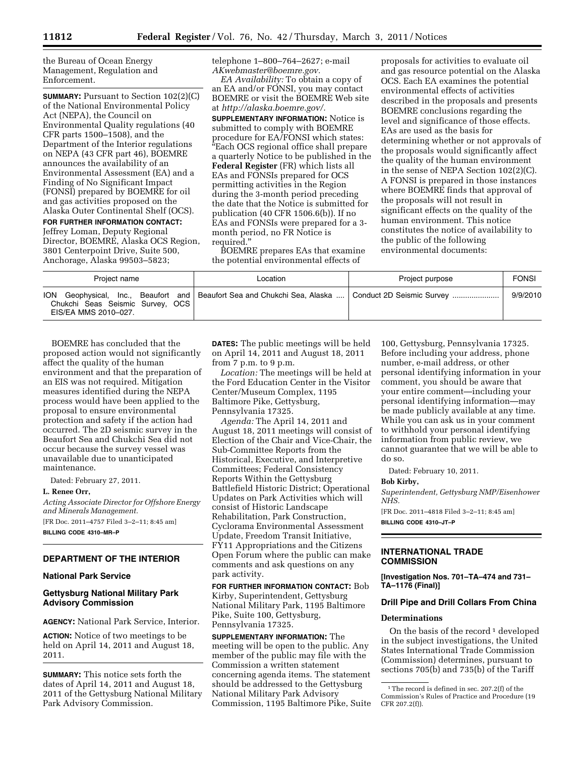the Bureau of Ocean Energy Management, Regulation and Enforcement.

**SUMMARY:** Pursuant to Section 102(2)(C) of the National Environmental Policy Act (NEPA), the Council on Environmental Quality regulations (40 CFR parts 1500–1508), and the Department of the Interior regulations on NEPA (43 CFR part 46), BOEMRE announces the availability of an Environmental Assessment (EA) and a Finding of No Significant Impact (FONSI) prepared by BOEMRE for oil and gas activities proposed on the Alaska Outer Continental Shelf (OCS).

**FOR FURTHER INFORMATION CONTACT:** Jeffrey Loman, Deputy Regional Director, BOEMRE, Alaska OCS Region, 3801 Centerpoint Drive, Suite 500, Anchorage, Alaska 99503–5823; telephone 1–800–764–2627; e-mail *AKwebmaster@boemre.gov.*

*EA Availability:* To obtain a copy of an EA and/or FONSI, you may contact BOEMRE or visit the BOEMRE Web site at *http://alaska.boemre.gov/.*

**SUPPLEMENTARY INFORMATION:** Notice is submitted to comply with BOEMRE procedure for EA/FONSI which states: "Each OCS regional office shall prepare a quarterly Notice to be published in the **Federal Register** (FR) which lists all EAs and FONSIs prepared for OCS permitting activities in the Region during the 3-month period preceding the date that the Notice is submitted for publication (40 CFR 1506.6(b)). If no EAs and FONSIs were prepared for a 3-month period, no FR Notice is required."

BOEMRE prepares EAs that examine the potential environmental effects of proposals for activities to evaluate oil and gas resource potential on the Alaska OCS. Each EA examines the potential environmental effects of activities described in the proposals and presents BOEMRE conclusions regarding the level and significance of those effects. EAs are used as the basis for determining whether or not approvals of the proposals would significantly affect the quality of the human environment in the sense of NEPA Section 102(2)(C). A FONSI is prepared in those instances where BOEMRE finds that approval of the proposals will not result in significant effects on the quality of the human environment. This notice constitutes the notice of availability to the public of the following environmental documents:

| Project name | Location | Project purpose | FONSI |
|---|---|---|---|
| ION Geophysical, Inc., Beaufort and Chukchi Seas Seismic Survey, OCS EIS/EA MMS 2010–027. | Beaufort Sea and Chukchi Sea, Alaska .... | Conduct 2D Seismic Survey ...................... | 9/9/2010 |

BOEMRE has concluded that the proposed action would not significantly affect the quality of the human environment and that the preparation of an EIS was not required. Mitigation measures identified during the NEPA process would have been applied to the proposal to ensure environmental protection and safety if the action had occurred. The 2D seismic survey in the Beaufort Sea and Chukchi Sea did not occur because the survey vessel was unavailable due to unanticipated maintenance.

Dated: February 27, 2011.

**L. Renee Orr,**

*Acting Associate Director for Offshore Energy and Minerals Management.*

[FR Doc. 2011–4757 Filed 3–2–11; 8:45 am]

**BILLING CODE 4310–MR–P**

## DEPARTMENT OF THE INTERIOR

### National Park Service

### Gettysburg National Military Park Advisory Commission

**AGENCY:** National Park Service, Interior.

**ACTION:** Notice of two meetings to be held on April 14, 2011 and August 18, 2011.

**SUMMARY:** This notice sets forth the dates of April 14, 2011 and August 18, 2011 of the Gettysburg National Military Park Advisory Commission.

**DATES:** The public meetings will be held on April 14, 2011 and August 18, 2011 from 7 p.m. to 9 p.m.

*Location:* The meetings will be held at the Ford Education Center in the Visitor Center/Museum Complex, 1195 Baltimore Pike, Gettysburg, Pennsylvania 17325.

*Agenda:* The April 14, 2011 and August 18, 2011 meetings will consist of Election of the Chair and Vice-Chair, the Sub-Committee Reports from the Historical, Executive, and Interpretive Committees; Federal Consistency Reports Within the Gettysburg Battlefield Historic District; Operational Updates on Park Activities which will consist of Historic Landscape Rehabilitation, Park Construction, Cyclorama Environmental Assessment Update, Freedom Transit Initiative, FY11 Appropriations and the Citizens Open Forum where the public can make comments and ask questions on any park activity.

**FOR FURTHER INFORMATION CONTACT:** Bob Kirby, Superintendent, Gettysburg National Military Park, 1195 Baltimore Pike, Suite 100, Gettysburg, Pennsylvania 17325.

**SUPPLEMENTARY INFORMATION:** The meeting will be open to the public. Any member of the public may file with the Commission a written statement concerning agenda items. The statement should be addressed to the Gettysburg National Military Park Advisory Commission, 1195 Baltimore Pike, Suite 100, Gettysburg, Pennsylvania 17325. Before including your address, phone number, e-mail address, or other personal identifying information in your comment, you should be aware that your entire comment—including your personal identifying information—may be made publicly available at any time. While you can ask us in your comment to withhold your personal identifying information from public review, we cannot guarantee that we will be able to do so.

Dated: February 10, 2011.

**Bob Kirby,**

*Superintendent, Gettysburg NMP/Eisenhower NHS.*

[FR Doc. 2011–4818 Filed 3–2–11; 8:45 am]

**BILLING CODE 4310–JT–P**

## INTERNATIONAL TRADE COMMISSION

**[Investigation Nos. 701–TA–474 and 731–TA–1176 (Final)]**

### Drill Pipe and Drill Collars From China

#### Determinations

On the basis of the record [1] developed in the subject investigations, the United States International Trade Commission (Commission) determines, pursuant to sections 705(b) and 735(b) of the Tariff

[1] The record is defined in sec. 207.2(f) of the Commission's Rules of Practice and Procedure (19 CFR 207.2(f)).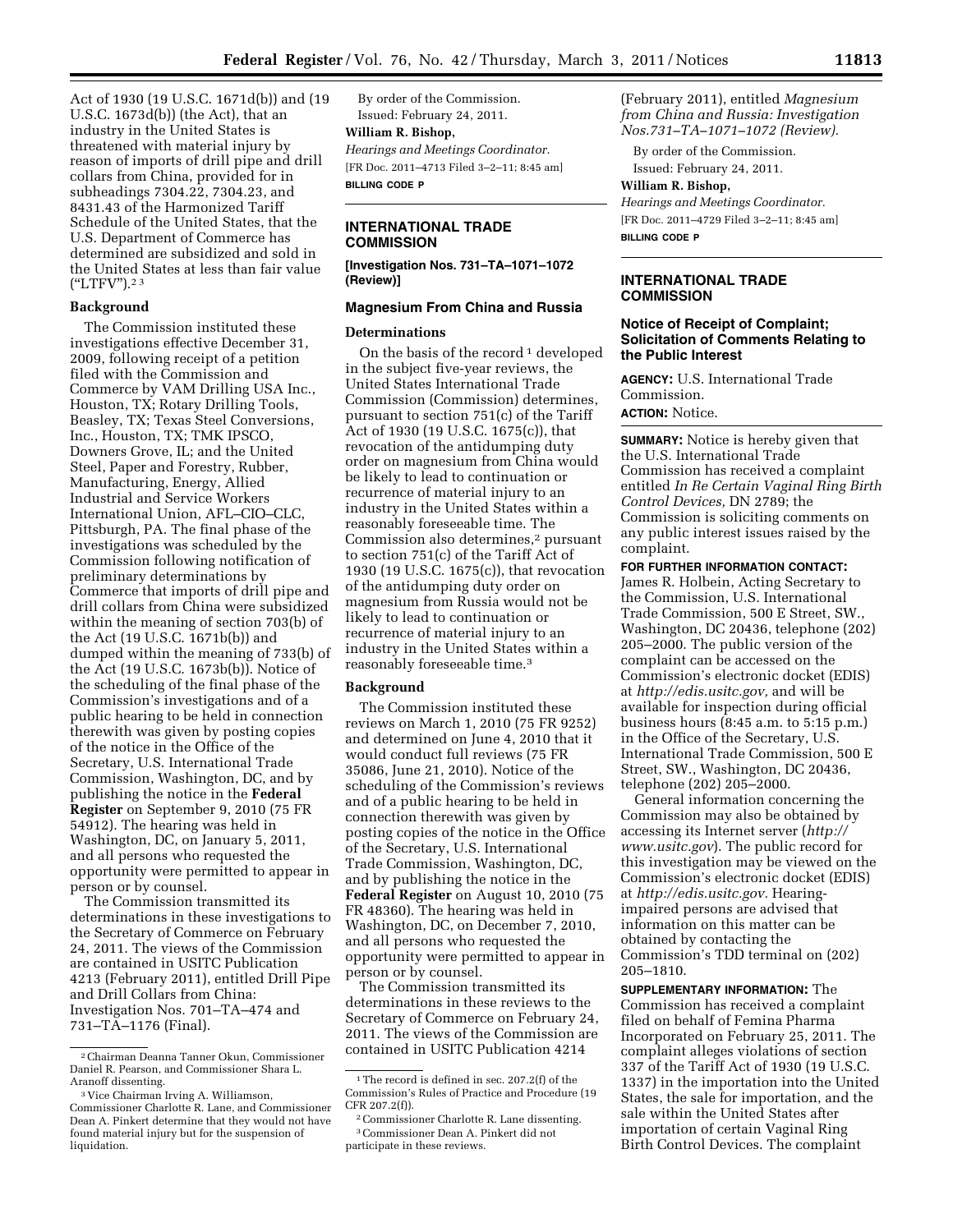Act of 1930 (19 U.S.C. 1671d(b)) and (19 U.S.C. 1673d(b)) (the Act), that an industry in the United States is threatened with material injury by reason of imports of drill pipe and drill collars from China, provided for in subheadings 7304.22, 7304.23, and 8431.43 of the Harmonized Tariff Schedule of the United States, that the U.S. Department of Commerce has determined are subsidized and sold in the United States at less than fair value ("LTFV").[2] [3]

### Background

The Commission instituted these investigations effective December 31, 2009, following receipt of a petition filed with the Commission and Commerce by VAM Drilling USA Inc., Houston, TX; Rotary Drilling Tools, Beasley, TX; Texas Steel Conversions, Inc., Houston, TX; TMK IPSCO, Downers Grove, IL; and the United Steel, Paper and Forestry, Rubber, Manufacturing, Energy, Allied Industrial and Service Workers International Union, AFL–CIO–CLC, Pittsburgh, PA. The final phase of the investigations was scheduled by the Commission following notification of preliminary determinations by Commerce that imports of drill pipe and drill collars from China were subsidized within the meaning of section 703(b) of the Act (19 U.S.C. 1671b(b)) and dumped within the meaning of 733(b) of the Act (19 U.S.C. 1673b(b)). Notice of the scheduling of the final phase of the Commission's investigations and of a public hearing to be held in connection therewith was given by posting copies of the notice in the Office of the Secretary, U.S. International Trade Commission, Washington, DC, and by publishing the notice in the **Federal Register** on September 9, 2010 (75 FR 54912). The hearing was held in Washington, DC, on January 5, 2011, and all persons who requested the opportunity were permitted to appear in person or by counsel.

The Commission transmitted its determinations in these investigations to the Secretary of Commerce on February 24, 2011. The views of the Commission are contained in USITC Publication 4213 (February 2011), entitled Drill Pipe and Drill Collars from China: Investigation Nos. 701–TA–474 and 731–TA–1176 (Final).

By order of the Commission.

Issued: February 24, 2011.

**William R. Bishop,**

*Hearings and Meetings Coordinator.*

[FR Doc. 2011–4713 Filed 3–2–11; 8:45 am]

**BILLING CODE P**

[2] Chairman Deanna Tanner Okun, Commissioner Daniel R. Pearson, and Commissioner Shara L. Aranoff dissenting.

[3] Vice Chairman Irving A. Williamson, Commissioner Charlotte R. Lane, and Commissioner Dean A. Pinkert determine that they would not have found material injury but for the suspension of liquidation.

## INTERNATIONAL TRADE COMMISSION

**[Investigation Nos. 731–TA–1071–1072 (Review)]**

### Magnesium From China and Russia

#### Determinations

On the basis of the record [1] developed in the subject five-year reviews, the United States International Trade Commission (Commission) determines, pursuant to section 751(c) of the Tariff Act of 1930 (19 U.S.C. 1675(c)), that revocation of the antidumping duty order on magnesium from China would be likely to lead to continuation or recurrence of material injury to an industry in the United States within a reasonably foreseeable time. The Commission also determines,[2] pursuant to section 751(c) of the Tariff Act of 1930 (19 U.S.C. 1675(c)), that revocation of the antidumping duty order on magnesium from Russia would not be likely to lead to continuation or recurrence of material injury to an industry in the United States within a reasonably foreseeable time.[3]

#### Background

The Commission instituted these reviews on March 1, 2010 (75 FR 9252) and determined on June 4, 2010 that it would conduct full reviews (75 FR 35086, June 21, 2010). Notice of the scheduling of the Commission's reviews and of a public hearing to be held in connection therewith was given by posting copies of the notice in the Office of the Secretary, U.S. International Trade Commission, Washington, DC, and by publishing the notice in the **Federal Register** on August 10, 2010 (75 FR 48360). The hearing was held in Washington, DC, on December 7, 2010, and all persons who requested the opportunity were permitted to appear in person or by counsel.

The Commission transmitted its determinations in these reviews to the Secretary of Commerce on February 24, 2011. The views of the Commission are contained in USITC Publication 4214 (February 2011), entitled *Magnesium from China and Russia: Investigation Nos.731–TA–1071–1072 (Review).*

By order of the Commission.

Issued: February 24, 2011.

**William R. Bishop,**

*Hearings and Meetings Coordinator.*

[FR Doc. 2011–4729 Filed 3–2–11; 8:45 am]

**BILLING CODE P**

[1] The record is defined in sec. 207.2(f) of the Commission's Rules of Practice and Procedure (19 CFR 207.2(f)).

[2] Commissioner Charlotte R. Lane dissenting.

[3] Commissioner Dean A. Pinkert did not participate in these reviews.

## INTERNATIONAL TRADE COMMISSION

### Notice of Receipt of Complaint; Solicitation of Comments Relating to the Public Interest

**AGENCY:** U.S. International Trade Commission.

**ACTION:** Notice.

**SUMMARY:** Notice is hereby given that the U.S. International Trade Commission has received a complaint entitled *In Re Certain Vaginal Ring Birth Control Devices,* DN 2789; the Commission is soliciting comments on any public interest issues raised by the complaint.

**FOR FURTHER INFORMATION CONTACT:** James R. Holbein, Acting Secretary to the Commission, U.S. International Trade Commission, 500 E Street, SW., Washington, DC 20436, telephone (202) 205–2000. The public version of the complaint can be accessed on the Commission's electronic docket (EDIS) at *http://edis.usitc.gov,* and will be available for inspection during official business hours (8:45 a.m. to 5:15 p.m.) in the Office of the Secretary, U.S. International Trade Commission, 500 E Street, SW., Washington, DC 20436, telephone (202) 205–2000.

General information concerning the Commission may also be obtained by accessing its Internet server (*http://www.usitc.gov*). The public record for this investigation may be viewed on the Commission's electronic docket (EDIS) at *http://edis.usitc.gov.* Hearing-impaired persons are advised that information on this matter can be obtained by contacting the Commission's TDD terminal on (202) 205–1810.

**SUPPLEMENTARY INFORMATION:** The Commission has received a complaint filed on behalf of Femina Pharma Incorporated on February 25, 2011. The complaint alleges violations of section 337 of the Tariff Act of 1930 (19 U.S.C. 1337) in the importation into the United States, the sale for importation, and the sale within the United States after importation of certain Vaginal Ring Birth Control Devices. The complaint